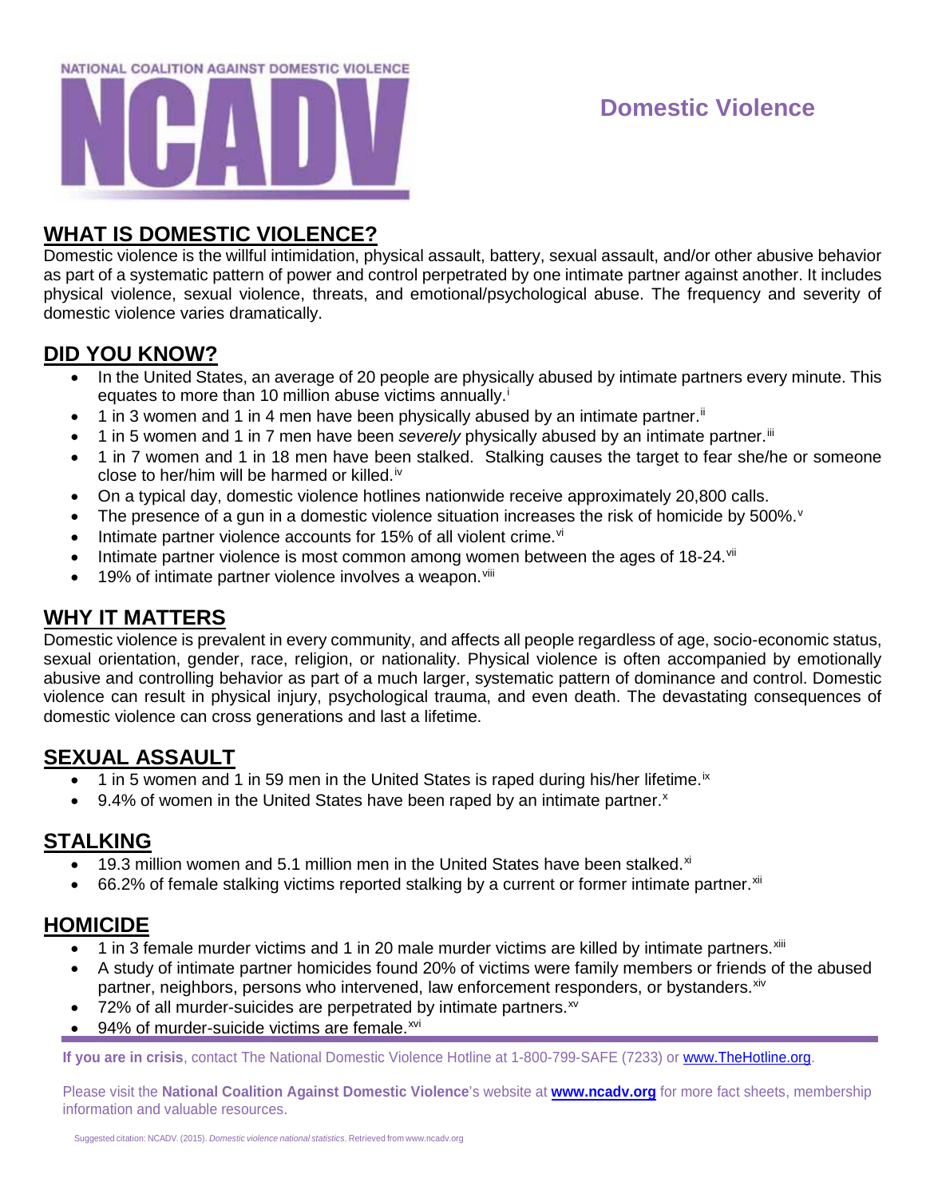NATIONAL COALITION AGAINST DOMESTIC VIOLENCE

# NCADV

# Domestic Violence

## WHAT IS DOMESTIC VIOLENCE?

Domestic violence is the willful intimidation, physical assault, battery, sexual assault, and/or other abusive behavior as part of a systematic pattern of power and control perpetrated by one intimate partner against another. It includes physical violence, sexual violence, threats, and emotional/psychological abuse. The frequency and severity of domestic violence varies dramatically.

## DID YOU KNOW?

- In the United States, an average of 20 people are physically abused by intimate partners every minute. This equates to more than 10 million abuse victims annually.[i]
- 1 in 3 women and 1 in 4 men have been physically abused by an intimate partner.[ii]
- 1 in 5 women and 1 in 7 men have been *severely* physically abused by an intimate partner.[iii]
- 1 in 7 women and 1 in 18 men have been stalked. Stalking causes the target to fear she/he or someone close to her/him will be harmed or killed.[iv]
- On a typical day, domestic violence hotlines nationwide receive approximately 20,800 calls.
- The presence of a gun in a domestic violence situation increases the risk of homicide by 500%.[v]
- Intimate partner violence accounts for 15% of all violent crime.[vi]
- Intimate partner violence is most common among women between the ages of 18-24.[vii]
- 19% of intimate partner violence involves a weapon.[viii]

## WHY IT MATTERS

Domestic violence is prevalent in every community, and affects all people regardless of age, socio-economic status, sexual orientation, gender, race, religion, or nationality. Physical violence is often accompanied by emotionally abusive and controlling behavior as part of a much larger, systematic pattern of dominance and control. Domestic violence can result in physical injury, psychological trauma, and even death. The devastating consequences of domestic violence can cross generations and last a lifetime.

## SEXUAL ASSAULT

- 1 in 5 women and 1 in 59 men in the United States is raped during his/her lifetime.[ix]
- 9.4% of women in the United States have been raped by an intimate partner.[x]

## STALKING

- 19.3 million women and 5.1 million men in the United States have been stalked.[xi]
- 66.2% of female stalking victims reported stalking by a current or former intimate partner.[xii]

## HOMICIDE

- 1 in 3 female murder victims and 1 in 20 male murder victims are killed by intimate partners.[xiii]
- A study of intimate partner homicides found 20% of victims were family members or friends of the abused partner, neighbors, persons who intervened, law enforcement responders, or bystanders.[xiv]
- 72% of all murder-suicides are perpetrated by intimate partners.[xv]
- 94% of murder-suicide victims are female.[xvi]

**If you are in crisis**, contact The National Domestic Violence Hotline at 1-800-799-SAFE (7233) or www.TheHotline.org.

Please visit the **National Coalition Against Domestic Violence**'s website at **www.ncadv.org** for more fact sheets, membership information and valuable resources.

Suggested citation: NCADV. (2015). *Domestic violence national statistics*. Retrieved from www.ncadv.org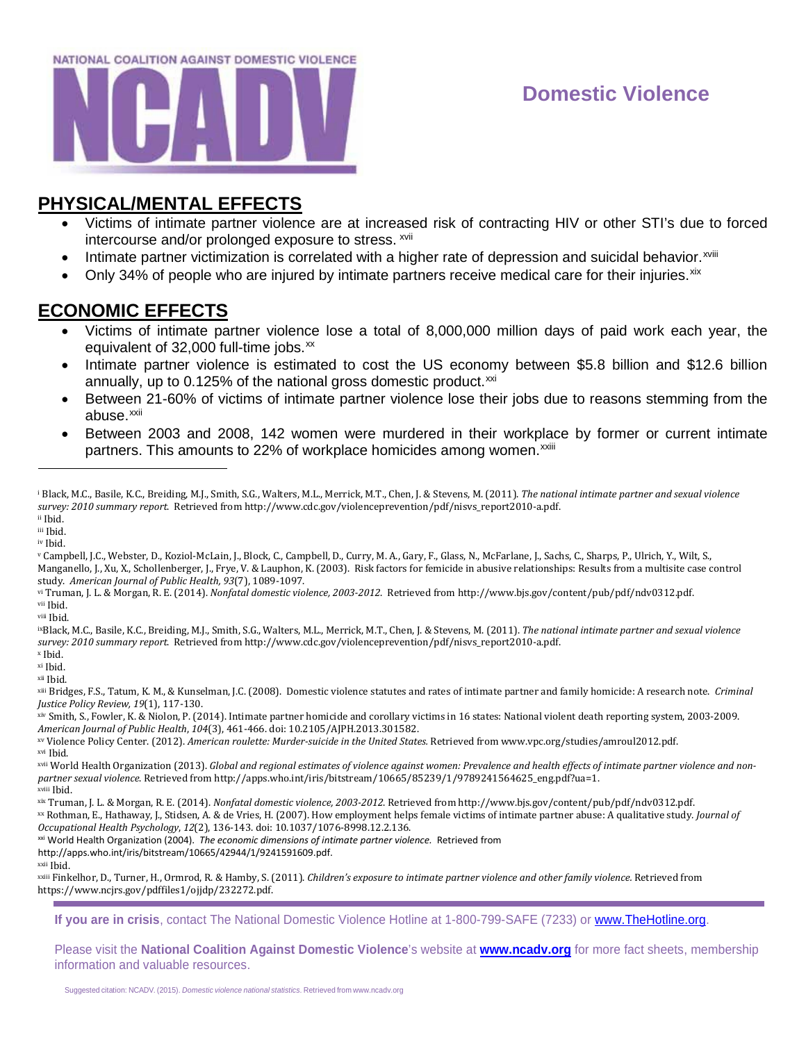NATIONAL COALITION AGAINST DOMESTIC VIOLENCE

NCADV

## Domestic Violence

## PHYSICAL/MENTAL EFFECTS

- Victims of intimate partner violence are at increased risk of contracting HIV or other STI's due to forced intercourse and/or prolonged exposure to stress. [xvii]
- Intimate partner victimization is correlated with a higher rate of depression and suicidal behavior. [xviii]
- Only 34% of people who are injured by intimate partners receive medical care for their injuries. [xix]

## ECONOMIC EFFECTS

- Victims of intimate partner violence lose a total of 8,000,000 million days of paid work each year, the equivalent of 32,000 full-time jobs. [xx]
- Intimate partner violence is estimated to cost the US economy between \$5.8 billion and \$12.6 billion annually, up to 0.125% of the national gross domestic product. [xxi]
- Between 21-60% of victims of intimate partner violence lose their jobs due to reasons stemming from the abuse. [xxii]
- Between 2003 and 2008, 142 women were murdered in their workplace by former or current intimate partners. This amounts to 22% of workplace homicides among women. [xxiii]

---

[i] Black, M.C., Basile, K.C., Breiding, M.J., Smith, S.G., Walters, M.L., Merrick, M.T., Chen, J. & Stevens, M. (2011). *The national intimate partner and sexual violence survey: 2010 summary report.* Retrieved from http://www.cdc.gov/violenceprevention/pdf/nisvs_report2010-a.pdf.

[ii] Ibid.

[iii] Ibid.

[iv] Ibid.

[v] Campbell, J.C., Webster, D., Koziol-McLain, J., Block, C., Campbell, D., Curry, M. A., Gary, F., Glass, N., McFarlane, J., Sachs, C., Sharps, P., Ulrich, Y., Wilt, S., Manganello, J., Xu, X., Schollenberger, J., Frye, V. & Lauphon, K. (2003). Risk factors for femicide in abusive relationships: Results from a multisite case control study. *American Journal of Public Health, 93*(7), 1089-1097.

[vi] Truman, J. L. & Morgan, R. E. (2014). *Nonfatal domestic violence, 2003-2012.* Retrieved from http://www.bjs.gov/content/pub/pdf/ndv0312.pdf.

[vii] Ibid.

[viii] Ibid.

[ix] Black, M.C., Basile, K.C., Breiding, M.J., Smith, S.G., Walters, M.L., Merrick, M.T., Chen, J. & Stevens, M. (2011). *The national intimate partner and sexual violence survey: 2010 summary report.* Retrieved from http://www.cdc.gov/violenceprevention/pdf/nisvs_report2010-a.pdf.

[x] Ibid.

[xi] Ibid.

[xii] Ibid.

[xiii] Bridges, F.S., Tatum, K. M., & Kunselman, J.C. (2008). Domestic violence statutes and rates of intimate partner and family homicide: A research note. *Criminal Justice Policy Review, 19*(1), 117-130.

[xiv] Smith, S., Fowler, K. & Niolon, P. (2014). Intimate partner homicide and corollary victims in 16 states: National violent death reporting system, 2003-2009. *American Journal of Public Health*, *104*(3), 461-466. doi: 10.2105/AJPH.2013.301582.

[xv] Violence Policy Center. (2012). *American roulette: Murder-suicide in the United States.* Retrieved from www.vpc.org/studies/amroul2012.pdf.

[xvi] Ibid.

[xvii] World Health Organization (2013). *Global and regional estimates of violence against women: Prevalence and health effects of intimate partner violence and non-partner sexual violence.* Retrieved from http://apps.who.int/iris/bitstream/10665/85239/1/9789241564625_eng.pdf?ua=1.

[xviii] Ibid.

[xix] Truman, J. L. & Morgan, R. E. (2014). *Nonfatal domestic violence, 2003-2012.* Retrieved from http://www.bjs.gov/content/pub/pdf/ndv0312.pdf.

[xx] Rothman, E., Hathaway, J., Stidsen, A. & de Vries, H. (2007). How employment helps female victims of intimate partner abuse: A qualitative study. *Journal of Occupational Health Psychology*, *12*(2), 136-143. doi: 10.1037/1076-8998.12.2.136.

[xxi] World Health Organization (2004). *The economic dimensions of intimate partner violence.* Retrieved from http://apps.who.int/iris/bitstream/10665/42944/1/9241591609.pdf.

[xxii] Ibid.

[xxiii] Finkelhor, D., Turner, H., Ormrod, R. & Hamby, S. (2011). *Children's exposure to intimate partner violence and other family violence.* Retrieved from https://www.ncjrs.gov/pdffiles1/ojjdp/232272.pdf.

---

**If you are in crisis**, contact The National Domestic Violence Hotline at 1-800-799-SAFE (7233) or [www.TheHotline.org](http://www.TheHotline.org).

Please visit the **National Coalition Against Domestic Violence**'s website at **[www.ncadv.org](http://www.ncadv.org)** for more fact sheets, membership information and valuable resources.

Suggested citation: NCADV. (2015). *Domestic violence national statistics.* Retrieved from www.ncadv.org